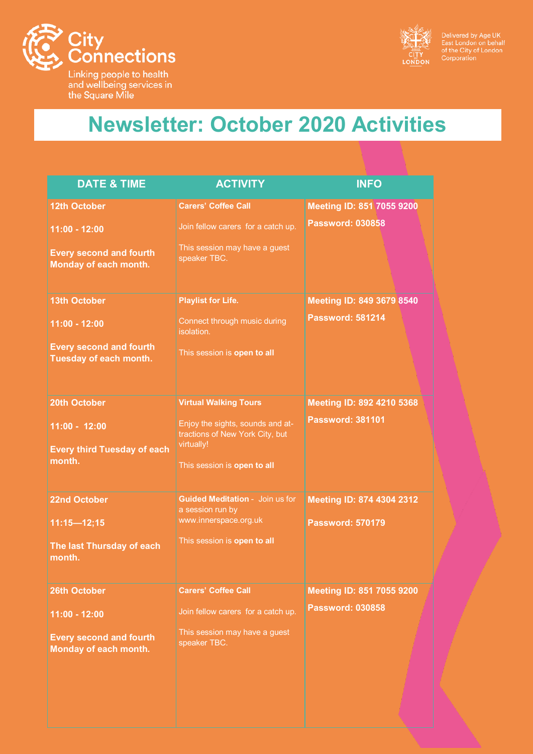City Connections

Linking people to health and wellbeing services in the Square Mile

Delivered by Age UK East London on behalf of the City of London Corporation

# Newsletter: October 2020 Activities

| DATE & TIME | ACTIVITY | INFO |
|---|---|---|
| **12th October**<br><br>**11:00 - 12:00**<br><br>**Every second and fourth Monday of each month.** | **Carers' Coffee Call**<br><br>Join fellow carers for a catch up.<br><br>This session may have a guest speaker TBC. | **Meeting ID: 851 7055 9200**<br><br>**Password: 030858** |
| **13th October**<br><br>**11:00 - 12:00**<br><br>**Every second and fourth Tuesday of each month.** | **Playlist for Life.**<br><br>Connect through music during isolation.<br><br>This session is **open to all** | **Meeting ID: 849 3679 8540**<br><br>**Password: 581214** |
| **20th October**<br><br>**11:00 - 12:00**<br><br>**Every third Tuesday of each month.** | **Virtual Walking Tours**<br><br>Enjoy the sights, sounds and attractions of New York City, but virtually!<br><br>This session is **open to all** | **Meeting ID: 892 4210 5368**<br><br>**Password: 381101** |
| **22nd October**<br><br>**11:15—12;15**<br><br>**The last Thursday of each month.** | **Guided Meditation** - Join us for a session run by www.innerspace.org.uk<br><br>This session is **open to all** | **Meeting ID: 874 4304 2312**<br><br>**Password: 570179** |
| **26th October**<br><br>**11:00 - 12:00**<br><br>**Every second and fourth Monday of each month.** | **Carers' Coffee Call**<br><br>Join fellow carers for a catch up.<br><br>This session may have a guest speaker TBC. | **Meeting ID: 851 7055 9200**<br><br>**Password: 030858** |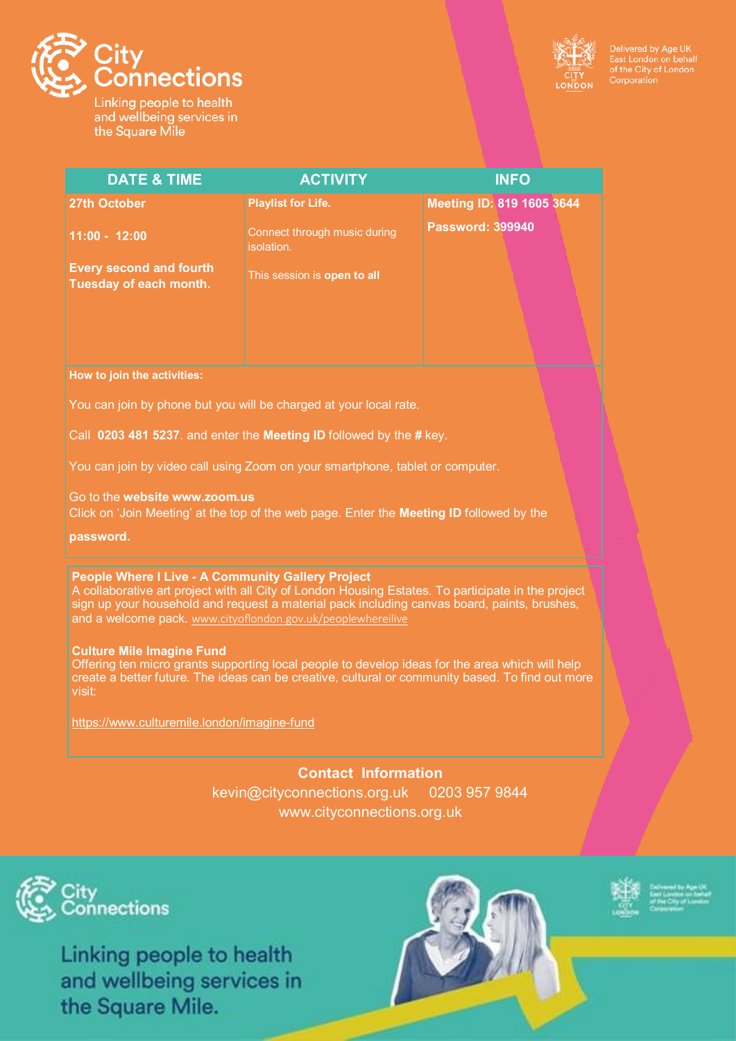# City Connections

Linking people to health and wellbeing services in the Square Mile

Delivered by Age UK East London on behalf of the City of London Corporation

| DATE & TIME | ACTIVITY | INFO |
|---|---|---|
| **27th October**<br><br>**11:00 - 12:00**<br><br>**Every second and fourth Tuesday of each month.** | **Playlist for Life.**<br><br>Connect through music during isolation.<br><br>This session is **open to all** | **Meeting ID: 819 1605 3644**<br><br>**Password: 399940** |

**How to join the activities:**

You can join by phone but you will be charged at your local rate.

Call **0203 481 5237**. and enter the **Meeting ID** followed by the **#** key.

You can join by video call using Zoom on your smartphone, tablet or computer.

Go to the **website www.zoom.us**
Click on 'Join Meeting' at the top of the web page. Enter the **Meeting ID** followed by the **password.**

**People Where I Live - A Community Gallery Project**
A collaborative art project with all City of London Housing Estates. To participate in the project sign up your household and request a material pack including canvas board, paints, brushes, and a welcome pack. www.cityoflondon.gov.uk/peoplewhereilive

**Culture Mile Imagine Fund**
Offering ten micro grants supporting local people to develop ideas for the area which will help create a better future. The ideas can be creative, cultural or community based. To find out more visit:

https://www.culturemile.london/imagine-fund

**Contact Information**
kevin@cityconnections.org.uk 0203 957 9844
www.cityconnections.org.uk

City Connections

Linking people to health and wellbeing services in the Square Mile.

Delivered by Age UK East London on behalf of the City of London Corporation